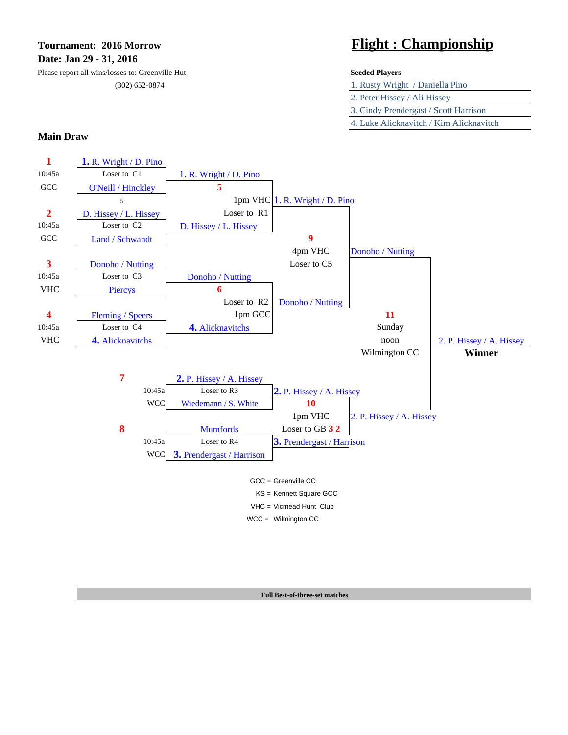**Tournament: 2016 Morrow**

**Date: Jan 29 - 31, 2016**

Please report all wins/losses to: Greenville Hut

(302) 652-0874

# Flight : Championship

**Seeded Players**

1. Rusty Wright / Daniella Pino
2. Peter Hissey / Ali Hissey
3. Cindy Prendergast / Scott Harrison
4. Luke Alicknavitch / Kim Alicknavitch

## Main Draw

**Match 1** — 10:45a, GCC, Loser to C1
- **1.** R. Wright / D. Pino
- O'Neill / Hinckley

5

**Match 2** — 10:45a, GCC, Loser to C2
- D. Hissey / L. Hissey
- Land / Schwandt

**Match 3** — 10:45a, VHC, Loser to C3
- Donoho / Nutting
- Piercys

**Match 4** — 10:45a, VHC, Loser to C4
- Fleming / Speers
- **4.** Alicknavitchs

**Match 5** — 1pm VHC, Loser to R1
- 1. R. Wright / D. Pino
- D. Hissey / L. Hissey

**Match 6** — 1pm GCC, Loser to R2
- Donoho / Nutting
- **4.** Alicknavitchs

**Match 7** — 10:45a, WCC, Loser to R3
- **2.** P. Hissey / A. Hissey
- Wiedemann / S. White

**Match 8** — 10:45a, WCC, Loser to R4
- Mumfords
- **3.** Prendergast / Harrison

**Match 9** — 4pm VHC, Loser to C5
- 1. R. Wright / D. Pino
- Donoho / Nutting

**Match 10** — 1pm VHC, Loser to GB ~~3~~ 2
- **2.** P. Hissey / A. Hissey
- **3.** Prendergast / Harrison

**Match 11** — Sunday noon, Wilmington CC
- Donoho / Nutting
- 2. P. Hissey / A. Hissey

**Winner:** 2. P. Hissey / A. Hissey

GCC = Greenville CC

KS = Kennett Square GCC

VHC = Vicmead Hunt Club

WCC = Wilmington CC

**Full Best-of-three-set matches**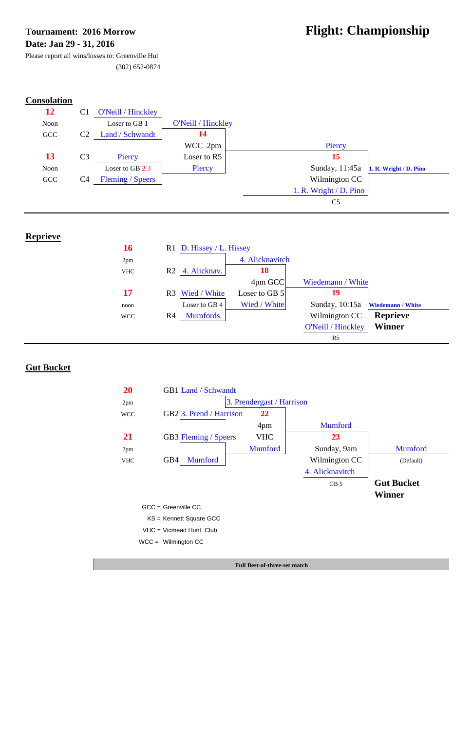**Tournament: 2016 Morrow**

**Date: Jan 29 - 31, 2016**

Please report all wins/losses to: Greenville Hut

(302) 652-0874

# Flight: Championship

## Consolation

| Game | | Round 1 | Semifinal | Final | Winner |
|---|---|---|---|---|---|
| **12** Noon GCC | C1 | O'Neill / Hinckley | | | |
| | | Loser to GB 1 | O'Neill / Hinckley | | |
| | C2 | Land / Schwandt | **14** WCC 2pm | | |
| **13** Noon GCC | C3 | Piercy | Loser to R5 | Piercy | |
| | | Loser to GB ~~2~~ 3 | Piercy | **15** Sunday, 11:45a Wilmington CC | **1. R. Wright / D. Pino** |
| | C4 | Fleming / Speers | | 1. R. Wright / D. Pino | |
| | | | | C5 | |

## Reprieve

| Game | | Round 1 | Semifinal | Final | Winner |
|---|---|---|---|---|---|
| **16** 2pm VHC | R1 | D. Hissey / L. Hissey | | | |
| | | | 4. Alicknavitch | | |
| | R2 | 4. Alicknav. | **18** 4pm GCC | | |
| **17** noon WCC | R3 | Wied / White | Loser to GB 5 | Wiedemann / White | |
| | | Loser to GB 4 | Wied / White | **19** Sunday, 10:15a Wilmington CC | **Wiedemann / White** |
| | R4 | Mumfords | | O'Neill / Hinckley | **Reprieve Winner** |
| | | | | R5 | |

## Gut Bucket

| Game | | Round 1 | Semifinal | Final | Winner |
|---|---|---|---|---|---|
| **20** 2pm WCC | GB1 | Land / Schwandt | | | |
| | | | 3. Prendergast / Harrison | | |
| | GB2 | 3. Prend / Harrison | **22** 4pm VHC | | |
| **21** 2pm VHC | GB3 | Fleming / Speers | | Mumford | |
| | | | Mumford | **23** Sunday, 9am Wilmington CC | Mumford (Default) |
| | GB4 | Mumford | | 4. Alicknavitch | |
| | | | | GB 5 | **Gut Bucket Winner** |

GCC = Greenville CC

KS = Kennett Square GCC

VHC = Vicmead Hunt Club

WCC = Wilmington CC

**Full Best-of-three-set match**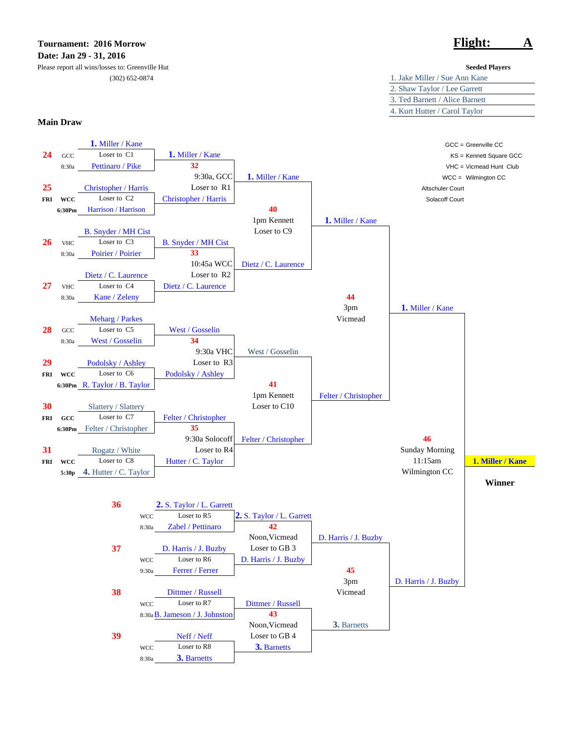**Tournament: 2016 Morrow**

**Date: Jan 29 - 31, 2016**

Please report all wins/losses to: Greenville Hut

(302) 652-0874

# Flight: A

**Seeded Players**

1. Jake Miller / Sue Ann Kane
2. Shaw Taylor / Lee Garrett
3. Ted Barnett / Alice Barnett
4. Kurt Hutter / Carol Taylor

GCC = Greenville CC
KS = Kennett Square GCC
VHC = Vicmead Hunt Club
WCC = Wilmington CC
Altschuler Court
Solacoff Court

## Main Draw

### Round 1

| Match | Day | Site | Time | Team 1 | Loser to | Team 2 | Winner |
|---|---|---|---|---|---|---|---|
| 24 | | GCC | 8:30a | 1. Miller / Kane | Loser to C1 | Pettinaro / Pike | 1. Miller / Kane |
| 25 | FRI | WCC | 6:30Pm | Christopher / Harris | Loser to C2 | Harrison / Harrison | Christopher / Harris |
| 26 | | VHC | 8:30a | B. Snyder / MH Cist | Loser to C3 | Poirier / Poirier | B. Snyder / MH Cist |
| 27 | | VHC | 8:30a | Dietz / C. Laurence | Loser to C4 | Kane / Zeleny | Dietz / C. Laurence |
| 28 | | GCC | 8:30a | Meharg / Parkes | Loser to C5 | West / Gosselin | West / Gosselin |
| 29 | FRI | WCC | 6:30Pm | Podolsky / Ashley | Loser to C6 | R. Taylor / B. Taylor | Podolsky / Ashley |
| 30 | FRI | GCC | 6:30Pm | Slattery / Slattery | Loser to C7 | Felter / Christopher | Felter / Christopher |
| 31 | FRI | WCC | 5:30p | Rogatz / White | Loser to C8 | 4. Hutter / C. Taylor | Hutter / C. Taylor |

### Round 2

| Match | Time / Site | Loser to | Team 1 | Team 2 | Winner |
|---|---|---|---|---|---|
| 32 | 9:30a, GCC | Loser to R1 | 1. Miller / Kane | Christopher / Harris | 1. Miller / Kane |
| 33 | 10:45a WCC | Loser to R2 | B. Snyder / MH Cist | Dietz / C. Laurence | Dietz / C. Laurence |
| 34 | 9:30a VHC | Loser to R3 | West / Gosselin | Podolsky / Ashley | West / Gosselin |
| 35 | 9:30a Solocoff | Loser to R4 | Felter / Christopher | Hutter / C. Taylor | Felter / Christopher |

### Round 3

| Match | Time / Site | Loser to | Team 1 | Team 2 | Winner |
|---|---|---|---|---|---|
| 40 | 1pm Kennett | Loser to C9 | 1. Miller / Kane | Dietz / C. Laurence | 1. Miller / Kane |
| 41 | 1pm Kennett | Loser to C10 | West / Gosselin | Felter / Christopher | Felter / Christopher |

### Round 4

| Match | Time / Site | Team 1 | Team 2 | Winner |
|---|---|---|---|---|
| 44 | 3pm Vicmead | 1. Miller / Kane | Felter / Christopher | 1. Miller / Kane |

### Lower Bracket

| Match | Site | Time | Team 1 | Loser to | Team 2 | Winner |
|---|---|---|---|---|---|---|
| 36 | WCC | 8:30a | 2. S. Taylor / L. Garrett | Loser to R5 | Zabel / Pettinaro | 2. S. Taylor / L. Garrett |
| 37 | WCC | 9:30a | D. Harris / J. Buzby | Loser to R6 | Ferrer / Ferrer | D. Harris / J. Buzby |
| 38 | WCC | 8:30a | Dittmer / Russell | Loser to R7 | B. Jameson / J. Johnston | Dittmer / Russell |
| 39 | WCC | 8:30a | Neff / Neff | Loser to R8 | 3. Barnetts | 3. Barnetts |

| Match | Time / Site | Loser to | Team 1 | Team 2 | Winner |
|---|---|---|---|---|---|
| 42 | Noon, Vicmead | Loser to GB 3 | 2. S. Taylor / L. Garrett | D. Harris / J. Buzby | D. Harris / J. Buzby |
| 43 | Noon, Vicmead | Loser to GB 4 | Dittmer / Russell | 3. Barnetts | 3. Barnetts |

| Match | Time / Site | Team 1 | Team 2 | Winner |
|---|---|---|---|---|
| 45 | 3pm Vicmead | D. Harris / J. Buzby | 3. Barnetts | D. Harris / J. Buzby |

### Final

| Match | Time / Site | Team 1 | Team 2 | Winner |
|---|---|---|---|---|
| 46 | Sunday Morning 11:15am Wilmington CC | 1. Miller / Kane | D. Harris / J. Buzby | **1. Miller / Kane** |

**Winner:** 1. Miller / Kane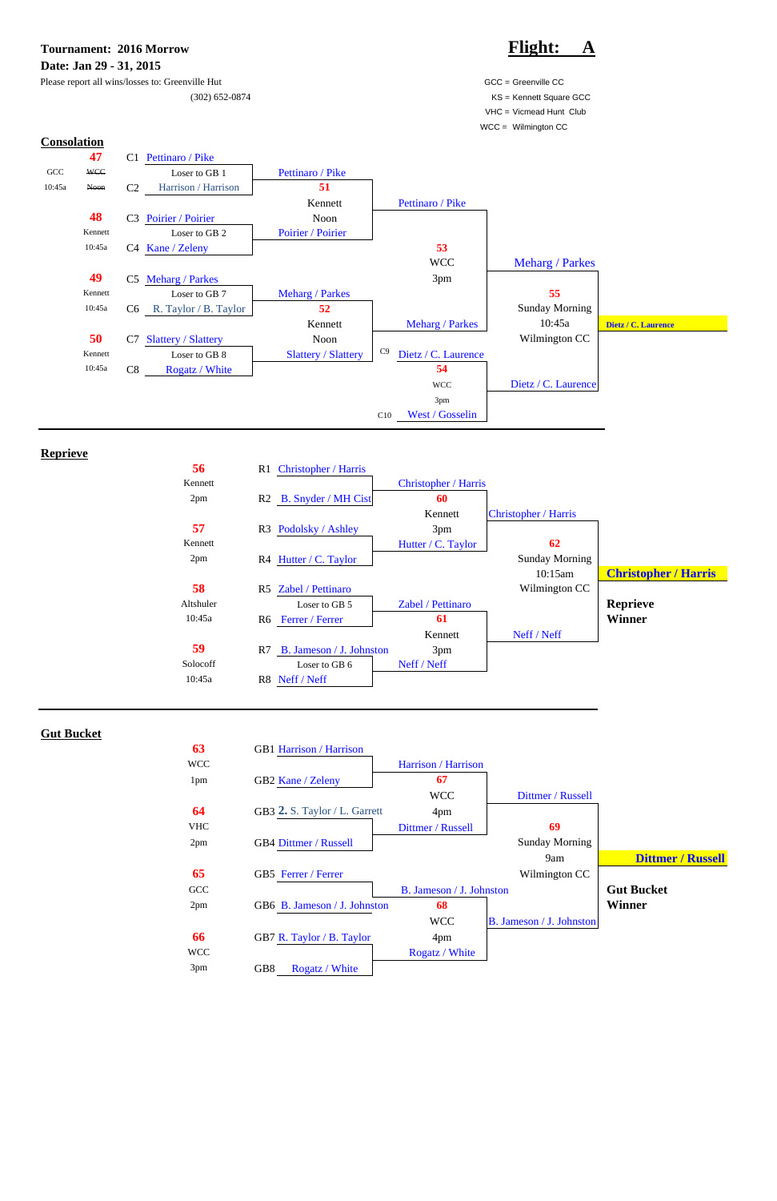**Tournament: 2016 Morrow**
**Date: Jan 29 - 31, 2015**

Please report all wins/losses to: Greenville Hut
(302) 652-0874

# Flight: A

GCC = Greenville CC
KS = Kennett Square GCC
VHC = Vicmead Hunt Club
WCC = Wilmington CC

## Consolation

| Game | Location / Time | Slot | Team |
|---|---|---|---|
| 47 | GCC (~~WCC~~) 10:45a (~~Noon~~) | C1 | Pettinaro / Pike |
| | | | Loser to GB 1 |
| | | C2 | Harrison / Harrison |
| 48 | Kennett 10:45a | C3 | Poirier / Poirier |
| | | | Loser to GB 2 |
| | | C4 | Kane / Zeleny |
| 49 | Kennett 10:45a | C5 | Meharg / Parkes |
| | | | Loser to GB 7 |
| | | C6 | R. Taylor / B. Taylor |
| 50 | Kennett 10:45a | C7 | Slattery / Slattery |
| | | | Loser to GB 8 |
| | | C8 | Rogatz / White |

- Game 51 (Kennett, Noon): Pettinaro / Pike vs. Poirier / Poirier → Pettinaro / Pike
- Game 52 (Kennett, Noon): Meharg / Parkes vs. Slattery / Slattery → Meharg / Parkes
- Game 53 (WCC, 3pm): Pettinaro / Pike vs. Meharg / Parkes → Meharg / Parkes
- Game 54 (WCC, 3pm): C9 Dietz / C. Laurence vs. C10 West / Gosselin → Dietz / C. Laurence
- Game 55 (Sunday Morning, 10:45a, Wilmington CC): Meharg / Parkes vs. Dietz / C. Laurence → **Dietz / C. Laurence**

## Reprieve

| Game | Location / Time | Slot | Team |
|---|---|---|---|
| 56 | Kennett 2pm | R1 | Christopher / Harris |
| | | R2 | B. Snyder / MH Cist |
| 57 | Kennett 2pm | R3 | Podolsky / Ashley |
| | | R4 | Hutter / C. Taylor |
| 58 | Altshuler 10:45a | R5 | Zabel / Pettinaro |
| | | | Loser to GB 5 |
| | | R6 | Ferrer / Ferrer |
| 59 | Solocoff 10:45a | R7 | B. Jameson / J. Johnston |
| | | | Loser to GB 6 |
| | | R8 | Neff / Neff |

- Game 60 (Kennett, 3pm): Christopher / Harris vs. Hutter / C. Taylor → Christopher / Harris
- Game 61 (Kennett, 3pm): Zabel / Pettinaro vs. Neff / Neff → Neff / Neff
- Game 62 (Sunday Morning, 10:15am, Wilmington CC): Christopher / Harris vs. Neff / Neff → **Christopher / Harris**

**Reprieve Winner**

## Gut Bucket

| Game | Location / Time | Slot | Team |
|---|---|---|---|
| 63 | WCC 1pm | GB1 | Harrison / Harrison |
| | | GB2 | Kane / Zeleny |
| 64 | VHC 2pm | GB3 | 2. S. Taylor / L. Garrett |
| | | GB4 | Dittmer / Russell |
| 65 | GCC 2pm | GB5 | Ferrer / Ferrer |
| | | GB6 | B. Jameson / J. Johnston |
| 66 | WCC 3pm | GB7 | R. Taylor / B. Taylor |
| | | GB8 | Rogatz / White |

- Game 67 (WCC, 4pm): Harrison / Harrison vs. Dittmer / Russell → Dittmer / Russell
- Game 68 (WCC, 4pm): B. Jameson / J. Johnston vs. Rogatz / White → B. Jameson / J. Johnston
- Game 69 (Sunday Morning, 9am, Wilmington CC): Dittmer / Russell vs. B. Jameson / J. Johnston → **Dittmer / Russell**

**Gut Bucket Winner**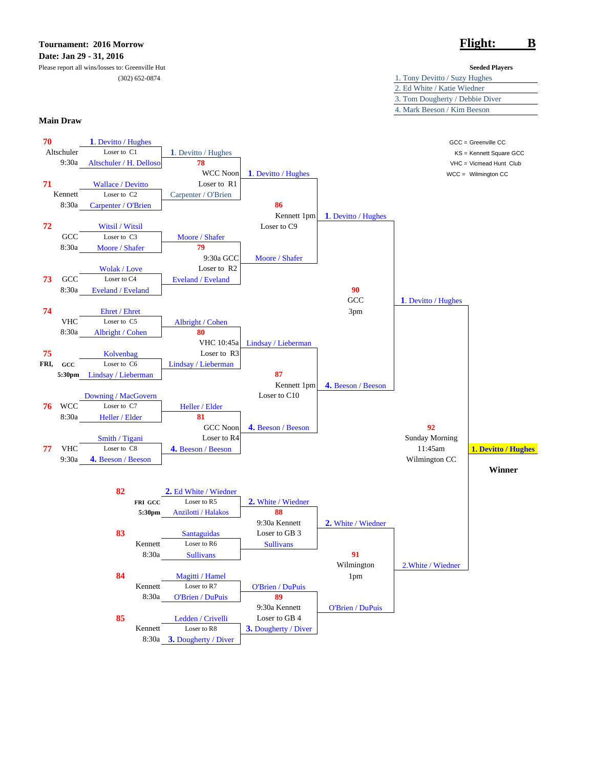**Tournament: 2016 Morrow**

**Date: Jan 29 - 31, 2016**

Please report all wins/losses to: Greenville Hut
(302) 652-0874

# Flight: B

**Seeded Players**

1. Tony Devitto / Suzy Hughes
2. Ed White / Katie Wiedner
3. Tom Dougherty / Debbie Diver
4. Mark Beeson / Kim Beeson

GCC = Greenville CC
KS = Kennett Square GCC
VHC = Vicmead Hunt Club
WCC = Wilmington CC

## Main Draw

| Match | Location / Time | Teams | Loser to |
|---|---|---|---|
| 70 | Altschuler 9:30a | 1. Devitto / Hughes vs Altschuler / H. Delloso | Loser to C1 |
| 71 | Kennett 8:30a | Wallace / Devitto vs Carpenter / O'Brien | Loser to C2 |
| 72 | GCC 8:30a | Witsil / Witsil vs Moore / Shafer | Loser to C3 |
| 73 | GCC 8:30a | Wolak / Love vs Eveland / Eveland | Loser to C4 |
| 74 | VHC 8:30a | Ehret / Ehret vs Albright / Cohen | Loser to C5 |
| 75 | FRI, GCC 5:30pm | Kolvenbag vs Lindsay / Lieberman | Loser to C6 |
| 76 | WCC 8:30a | Downing / MacGovern vs Heller / Elder | Loser to C7 |
| 77 | VHC 9:30a | Smith / Tigani vs 4. Beeson / Beeson | Loser to C8 |
| 78 | WCC Noon | 1. Devitto / Hughes vs Carpenter / O'Brien | Loser to R1 |
| 79 | 9:30a GCC | Moore / Shafer vs Eveland / Eveland | Loser to R2 |
| 80 | VHC 10:45a | Albright / Cohen vs Lindsay / Lieberman | Loser to R3 |
| 81 | GCC Noon | Heller / Elder vs 4. Beeson / Beeson | Loser to R4 |
| 86 | Kennett 1pm | 1. Devitto / Hughes vs Moore / Shafer | Loser to C9 |
| 87 | Kennett 1pm | Lindsay / Lieberman vs 4. Beeson / Beeson | Loser to C10 |
| 90 | GCC 3pm | 1. Devitto / Hughes vs 4. Beeson / Beeson | |
| 82 | FRI GCC 5:30pm | 2. Ed White / Wiedner vs Anzilotti / Halakos | Loser to R5 |
| 83 | Kennett 8:30a | Santaguidas vs Sullivans | Loser to R6 |
| 84 | Kennett 8:30a | Magitti / Hamel vs O'Brien / DuPuis | Loser to R7 |
| 85 | Kennett 8:30a | Ledden / Crivelli vs 3. Dougherty / Diver | Loser to R8 |
| 88 | 9:30a Kennett | 2. White / Wiedner vs Sullivans | Loser to GB 3 |
| 89 | 9:30a Kennett | O'Brien / DuPuis vs 3. Dougherty / Diver | Loser to GB 4 |
| 91 | Wilmington 1pm | 2. White / Wiedner vs O'Brien / DuPuis | |
| 92 | Sunday Morning 11:45am Wilmington CC | 1. Devitto / Hughes vs 2. White / Wiedner | |

**Winner: 1. Devitto / Hughes**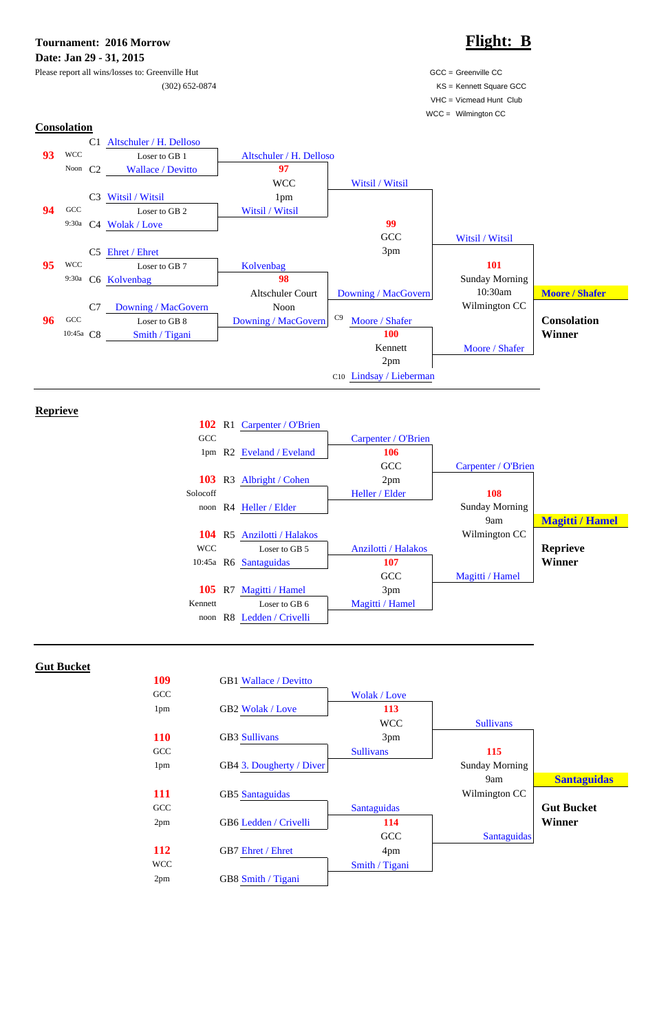**Tournament: 2016 Morrow**

**Date: Jan 29 - 31, 2015**

Please report all wins/losses to: Greenville Hut

(302) 652-0874

**Flight: B**

GCC = Greenville CC
KS = Kennett Square GCC
VHC = Vicmead Hunt Club
WCC = Wilmington CC

## Consolation

**93** WCC Noon
C1 Altschuler / H. Delloso
Loser to GB 1
C2 Wallace / Devitto

**94** GCC 9:30a
C3 Witsil / Witsil
Loser to GB 2
C4 Wolak / Love

**95** WCC 9:30a
C5 Ehret / Ehret
Loser to GB 7
C6 Kolvenbag

**96** GCC 10:45a
C7 Downing / MacGovern
Loser to GB 8
C8 Smith / Tigani

**97** WCC 1pm: Altschuler / H. Delloso vs Witsil / Witsil → Witsil / Witsil

**98** Altschuler Court Noon: Kolvenbag vs Downing / MacGovern → Downing / MacGovern

**99** GCC 3pm: Witsil / Witsil vs Downing / MacGovern → Witsil / Witsil

**100** Kennett 2pm: C9 Moore / Shafer vs C10 Lindsay / Lieberman → Moore / Shafer

**101** Sunday Morning 10:30am Wilmington CC: Witsil / Witsil vs Moore / Shafer → **Moore / Shafer**

**Consolation Winner**

## Reprieve

**102** GCC 1pm
R1 Carpenter / O'Brien
R2 Eveland / Eveland

**103** Solocoff noon
R3 Albright / Cohen
R4 Heller / Elder

**104** WCC 10:45a
R5 Anzilotti / Halakos
Loser to GB 5
R6 Santaguidas

**105** Kennett noon
R7 Magitti / Hamel
Loser to GB 6
R8 Ledden / Crivelli

**106** GCC 2pm: Carpenter / O'Brien vs Heller / Elder → Carpenter / O'Brien

**107** GCC 3pm: Anzilotti / Halakos vs Magitti / Hamel → Magitti / Hamel

**108** Sunday Morning 9am Wilmington CC: Carpenter / O'Brien vs Magitti / Hamel → **Magitti / Hamel**

**Reprieve Winner**

## Gut Bucket

**109** GCC 1pm
GB1 Wallace / Devitto
GB2 Wolak / Love

**110** GCC 1pm
GB3 Sullivans
GB4 3. Dougherty / Diver

**111** GCC 2pm
GB5 Santaguidas
GB6 Ledden / Crivelli

**112** WCC 2pm
GB7 Ehret / Ehret
GB8 Smith / Tigani

**113** WCC 3pm: Wolak / Love vs Sullivans → Sullivans

**114** GCC 4pm: Santaguidas vs Smith / Tigani → Santaguidas

**115** Sunday Morning 9am Wilmington CC: Sullivans vs Santaguidas → **Santaguidas**

**Gut Bucket Winner**